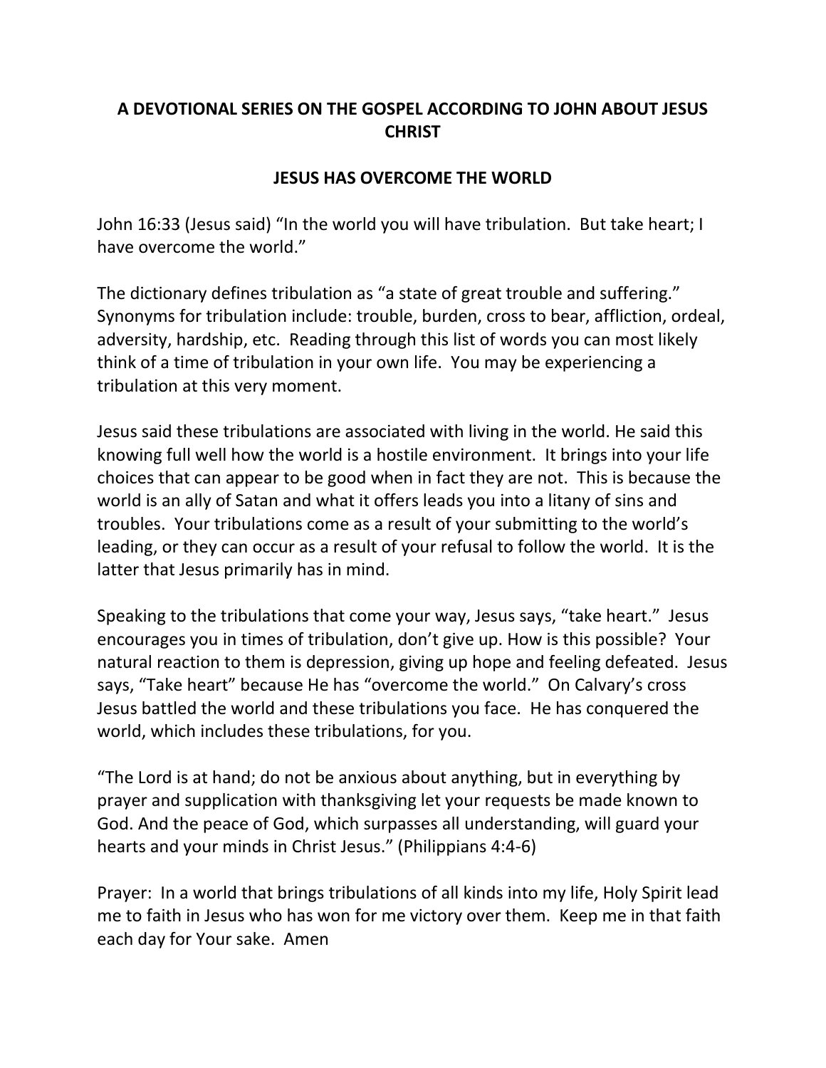# A DEVOTIONAL SERIES ON THE GOSPEL ACCORDING TO JOHN ABOUT JESUS CHRIST

## JESUS HAS OVERCOME THE WORLD

John 16:33 (Jesus said) "In the world you will have tribulation. But take heart; I have overcome the world."

The dictionary defines tribulation as "a state of great trouble and suffering." Synonyms for tribulation include: trouble, burden, cross to bear, affliction, ordeal, adversity, hardship, etc. Reading through this list of words you can most likely think of a time of tribulation in your own life. You may be experiencing a tribulation at this very moment.

Jesus said these tribulations are associated with living in the world. He said this knowing full well how the world is a hostile environment. It brings into your life choices that can appear to be good when in fact they are not. This is because the world is an ally of Satan and what it offers leads you into a litany of sins and troubles. Your tribulations come as a result of your submitting to the world's leading, or they can occur as a result of your refusal to follow the world. It is the latter that Jesus primarily has in mind.

Speaking to the tribulations that come your way, Jesus says, "take heart." Jesus encourages you in times of tribulation, don't give up. How is this possible? Your natural reaction to them is depression, giving up hope and feeling defeated. Jesus says, "Take heart" because He has "overcome the world." On Calvary's cross Jesus battled the world and these tribulations you face. He has conquered the world, which includes these tribulations, for you.

"The Lord is at hand; do not be anxious about anything, but in everything by prayer and supplication with thanksgiving let your requests be made known to God. And the peace of God, which surpasses all understanding, will guard your hearts and your minds in Christ Jesus." (Philippians 4:4-6)

Prayer: In a world that brings tribulations of all kinds into my life, Holy Spirit lead me to faith in Jesus who has won for me victory over them. Keep me in that faith each day for Your sake. Amen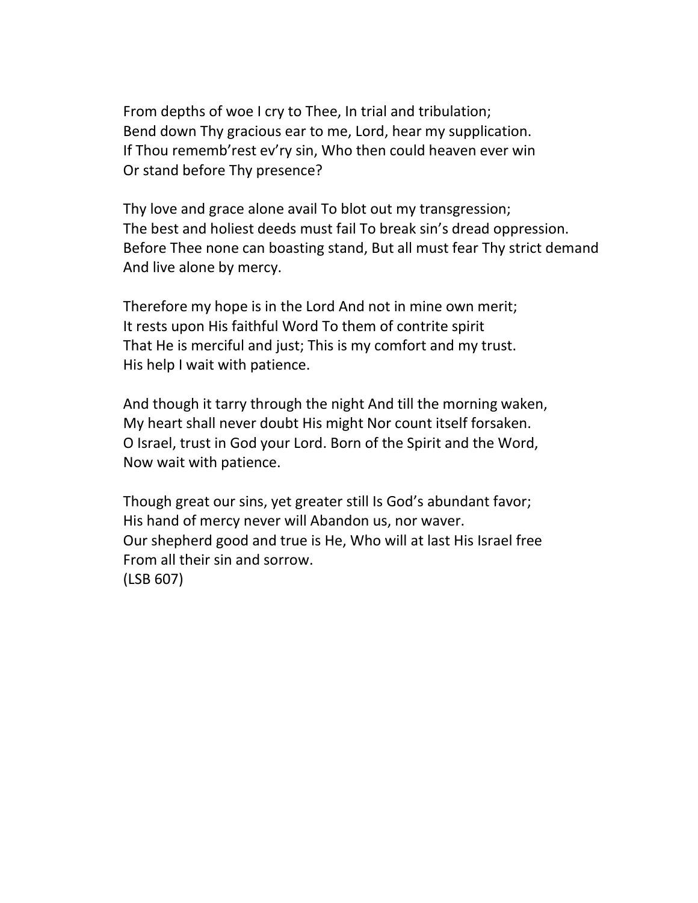From depths of woe I cry to Thee, In trial and tribulation;
Bend down Thy gracious ear to me, Lord, hear my supplication.
If Thou remembʼrest evʼry sin, Who then could heaven ever win
Or stand before Thy presence?

Thy love and grace alone avail To blot out my transgression;
The best and holiest deeds must fail To break sin's dread oppression.
Before Thee none can boasting stand, But all must fear Thy strict demand
And live alone by mercy.

Therefore my hope is in the Lord And not in mine own merit;
It rests upon His faithful Word To them of contrite spirit
That He is merciful and just; This is my comfort and my trust.
His help I wait with patience.

And though it tarry through the night And till the morning waken,
My heart shall never doubt His might Nor count itself forsaken.
O Israel, trust in God your Lord. Born of the Spirit and the Word,
Now wait with patience.

Though great our sins, yet greater still Is God's abundant favor;
His hand of mercy never will Abandon us, nor waver.
Our shepherd good and true is He, Who will at last His Israel free
From all their sin and sorrow.
(LSB 607)